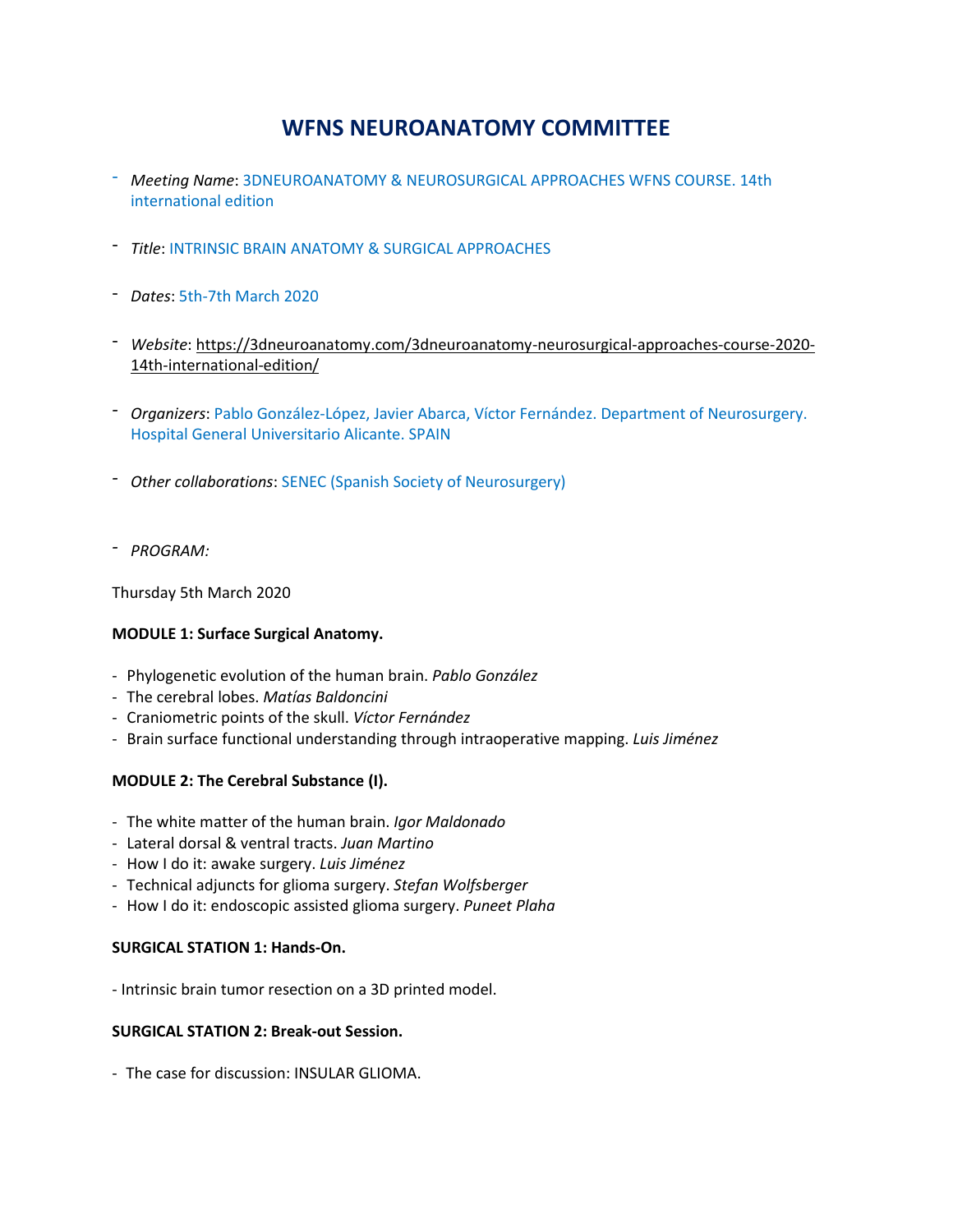# WFNS NEUROANATOMY COMMITTEE

- *Meeting Name*: 3DNEUROANATOMY & NEUROSURGICAL APPROACHES WFNS COURSE. 14th international edition

- *Title*: INTRINSIC BRAIN ANATOMY & SURGICAL APPROACHES

- *Dates*: 5th-7th March 2020

- *Website*: https://3dneuroanatomy.com/3dneuroanatomy-neurosurgical-approaches-course-2020-14th-international-edition/

- *Organizers*: Pablo González-López, Javier Abarca, Víctor Fernández. Department of Neurosurgery. Hospital General Universitario Alicante. SPAIN

- *Other collaborations*: SENEC (Spanish Society of Neurosurgery)

- *PROGRAM:*

Thursday 5th March 2020

**MODULE 1: Surface Surgical Anatomy.**

- Phylogenetic evolution of the human brain. *Pablo González*
- The cerebral lobes. *Matías Baldoncini*
- Craniometric points of the skull. *Víctor Fernández*
- Brain surface functional understanding through intraoperative mapping. *Luis Jiménez*

**MODULE 2: The Cerebral Substance (I).**

- The white matter of the human brain. *Igor Maldonado*
- Lateral dorsal & ventral tracts. *Juan Martino*
- How I do it: awake surgery. *Luis Jiménez*
- Technical adjuncts for glioma surgery. *Stefan Wolfsberger*
- How I do it: endoscopic assisted glioma surgery. *Puneet Plaha*

**SURGICAL STATION 1: Hands-On.**

- Intrinsic brain tumor resection on a 3D printed model.

**SURGICAL STATION 2: Break-out Session.**

- The case for discussion: INSULAR GLIOMA.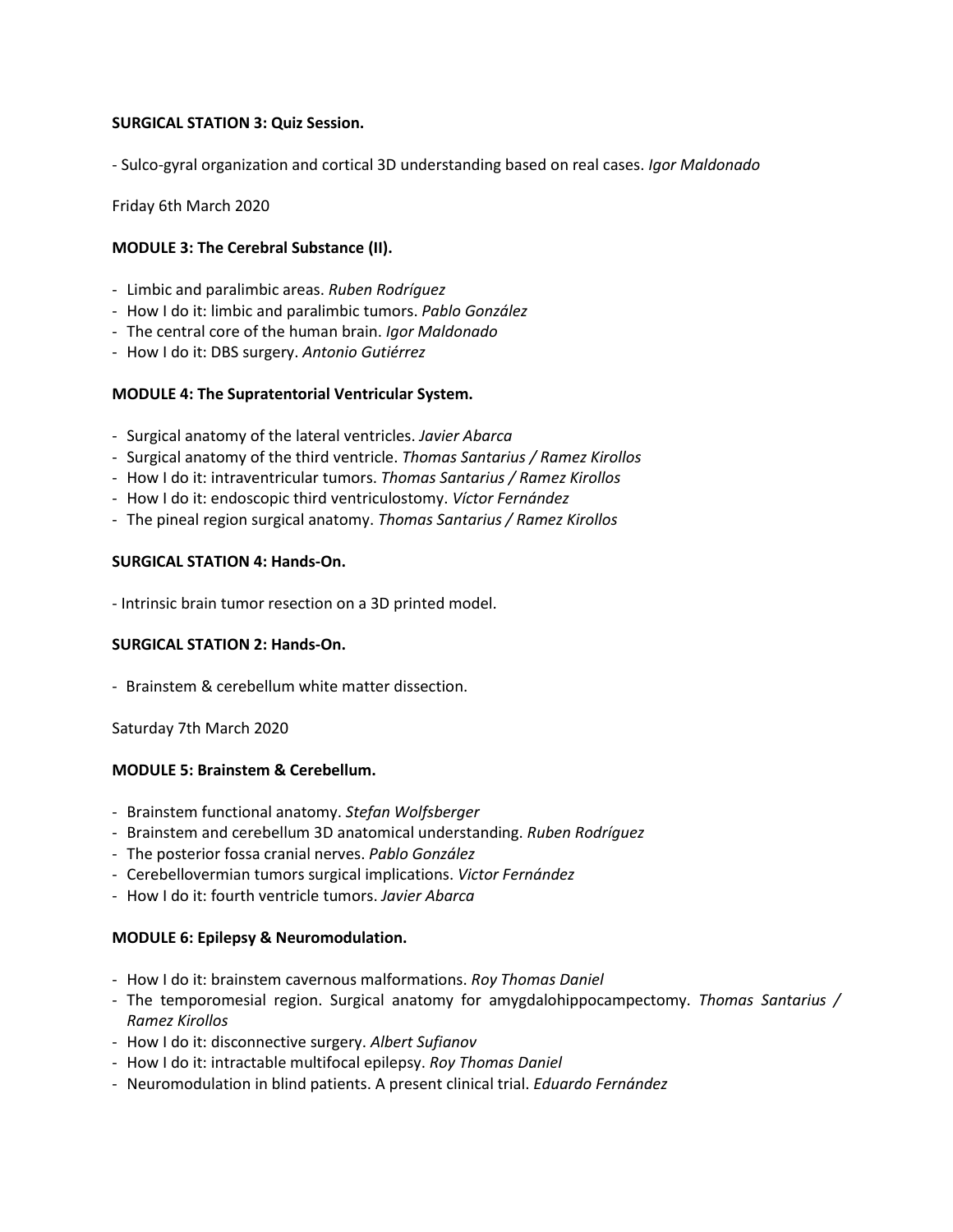**SURGICAL STATION 3: Quiz Session.**

- Sulco-gyral organization and cortical 3D understanding based on real cases. *Igor Maldonado*

Friday 6th March 2020

**MODULE 3: The Cerebral Substance (II).**

- Limbic and paralimbic areas. *Ruben Rodríguez*
- How I do it: limbic and paralimbic tumors. *Pablo González*
- The central core of the human brain. *Igor Maldonado*
- How I do it: DBS surgery. *Antonio Gutiérrez*

**MODULE 4: The Supratentorial Ventricular System.**

- Surgical anatomy of the lateral ventricles. *Javier Abarca*
- Surgical anatomy of the third ventricle. *Thomas Santarius / Ramez Kirollos*
- How I do it: intraventricular tumors. *Thomas Santarius / Ramez Kirollos*
- How I do it: endoscopic third ventriculostomy. *Víctor Fernández*
- The pineal region surgical anatomy. *Thomas Santarius / Ramez Kirollos*

**SURGICAL STATION 4: Hands-On.**

- Intrinsic brain tumor resection on a 3D printed model.

**SURGICAL STATION 2: Hands-On.**

- Brainstem & cerebellum white matter dissection.

Saturday 7th March 2020

**MODULE 5: Brainstem & Cerebellum.**

- Brainstem functional anatomy. *Stefan Wolfsberger*
- Brainstem and cerebellum 3D anatomical understanding. *Ruben Rodríguez*
- The posterior fossa cranial nerves. *Pablo González*
- Cerebellovermian tumors surgical implications. *Victor Fernández*
- How I do it: fourth ventricle tumors. *Javier Abarca*

**MODULE 6: Epilepsy & Neuromodulation.**

- How I do it: brainstem cavernous malformations. *Roy Thomas Daniel*
- The temporomesial region. Surgical anatomy for amygdalohippocampectomy. *Thomas Santarius / Ramez Kirollos*
- How I do it: disconnective surgery. *Albert Sufianov*
- How I do it: intractable multifocal epilepsy. *Roy Thomas Daniel*
- Neuromodulation in blind patients. A present clinical trial. *Eduardo Fernández*